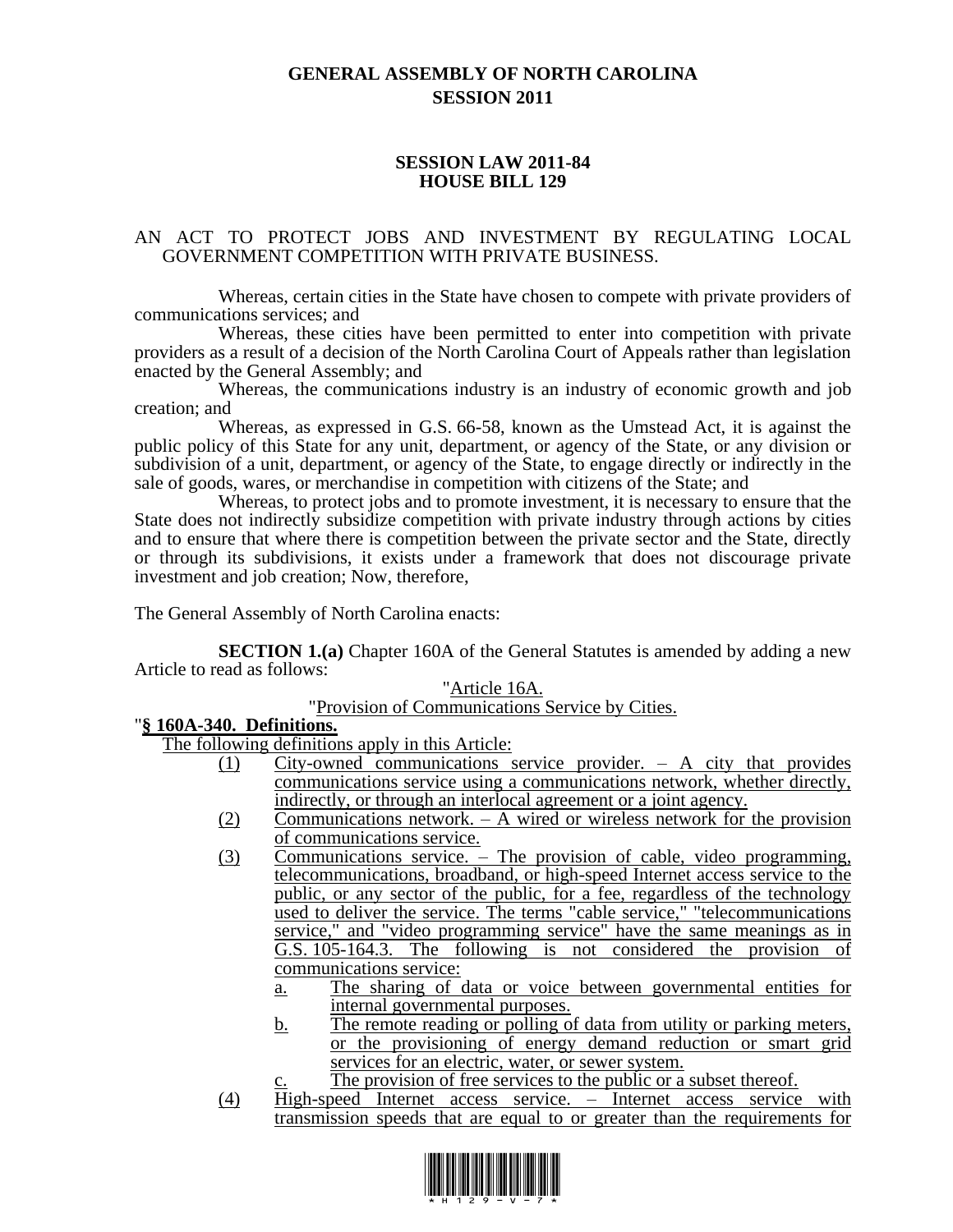# GENERAL ASSEMBLY OF NORTH CAROLINA
# SESSION 2011

## SESSION LAW 2011-84
## HOUSE BILL 129

AN ACT TO PROTECT JOBS AND INVESTMENT BY REGULATING LOCAL GOVERNMENT COMPETITION WITH PRIVATE BUSINESS.

Whereas, certain cities in the State have chosen to compete with private providers of communications services; and

Whereas, these cities have been permitted to enter into competition with private providers as a result of a decision of the North Carolina Court of Appeals rather than legislation enacted by the General Assembly; and

Whereas, the communications industry is an industry of economic growth and job creation; and

Whereas, as expressed in G.S. 66-58, known as the Umstead Act, it is against the public policy of this State for any unit, department, or agency of the State, or any division or subdivision of a unit, department, or agency of the State, to engage directly or indirectly in the sale of goods, wares, or merchandise in competition with citizens of the State; and

Whereas, to protect jobs and to promote investment, it is necessary to ensure that the State does not indirectly subsidize competition with private industry through actions by cities and to ensure that where there is competition between the private sector and the State, directly or through its subdivisions, it exists under a framework that does not discourage private investment and job creation; Now, therefore,

The General Assembly of North Carolina enacts:

**SECTION 1.(a)** Chapter 160A of the General Statutes is amended by adding a new Article to read as follows:

"Article 16A.

"Provision of Communications Service by Cities.

"**§ 160A-340. Definitions.**

The following definitions apply in this Article:

(1) City-owned communications service provider. – A city that provides communications service using a communications network, whether directly, indirectly, or through an interlocal agreement or a joint agency.

(2) Communications network. – A wired or wireless network for the provision of communications service.

(3) Communications service. – The provision of cable, video programming, telecommunications, broadband, or high-speed Internet access service to the public, or any sector of the public, for a fee, regardless of the technology used to deliver the service. The terms "cable service," "telecommunications service," and "video programming service" have the same meanings as in G.S. 105-164.3. The following is not considered the provision of communications service:

   a. The sharing of data or voice between governmental entities for internal governmental purposes.

   b. The remote reading or polling of data from utility or parking meters, or the provisioning of energy demand reduction or smart grid services for an electric, water, or sewer system.

   c. The provision of free services to the public or a subset thereof.

(4) High-speed Internet access service. – Internet access service with transmission speeds that are equal to or greater than the requirements for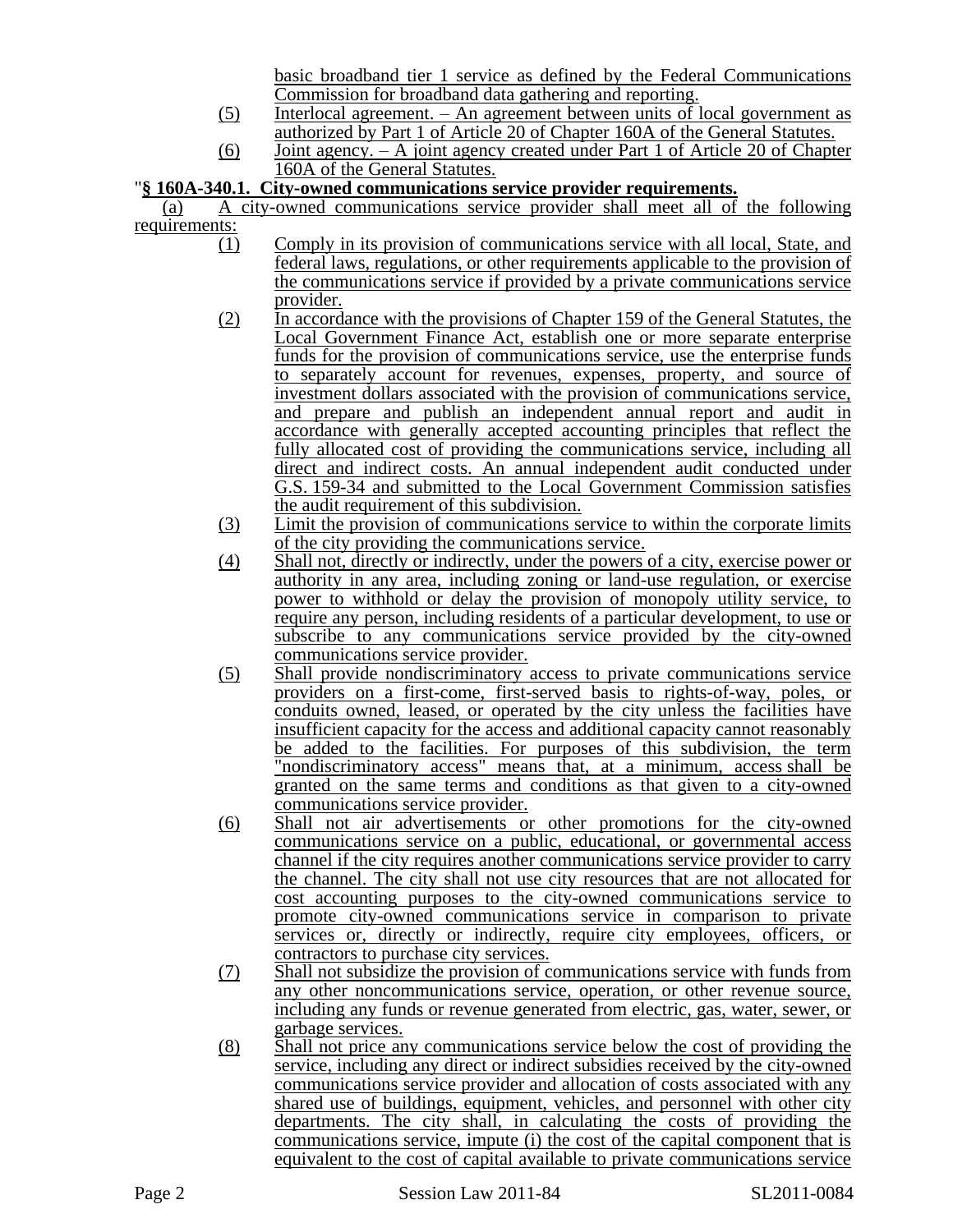basic broadband tier 1 service as defined by the Federal Communications Commission for broadband data gathering and reporting.

(5) Interlocal agreement. – An agreement between units of local government as authorized by Part 1 of Article 20 of Chapter 160A of the General Statutes.

(6) Joint agency. – A joint agency created under Part 1 of Article 20 of Chapter 160A of the General Statutes.

"**§ 160A-340.1. City-owned communications service provider requirements.**

(a) A city-owned communications service provider shall meet all of the following requirements:

(1) Comply in its provision of communications service with all local, State, and federal laws, regulations, or other requirements applicable to the provision of the communications service if provided by a private communications service provider.

(2) In accordance with the provisions of Chapter 159 of the General Statutes, the Local Government Finance Act, establish one or more separate enterprise funds for the provision of communications service, use the enterprise funds to separately account for revenues, expenses, property, and source of investment dollars associated with the provision of communications service, and prepare and publish an independent annual report and audit in accordance with generally accepted accounting principles that reflect the fully allocated cost of providing the communications service, including all direct and indirect costs. An annual independent audit conducted under G.S. 159-34 and submitted to the Local Government Commission satisfies the audit requirement of this subdivision.

(3) Limit the provision of communications service to within the corporate limits of the city providing the communications service.

(4) Shall not, directly or indirectly, under the powers of a city, exercise power or authority in any area, including zoning or land-use regulation, or exercise power to withhold or delay the provision of monopoly utility service, to require any person, including residents of a particular development, to use or subscribe to any communications service provided by the city-owned communications service provider.

(5) Shall provide nondiscriminatory access to private communications service providers on a first-come, first-served basis to rights-of-way, poles, or conduits owned, leased, or operated by the city unless the facilities have insufficient capacity for the access and additional capacity cannot reasonably be added to the facilities. For purposes of this subdivision, the term "nondiscriminatory access" means that, at a minimum, access shall be granted on the same terms and conditions as that given to a city-owned communications service provider.

(6) Shall not air advertisements or other promotions for the city-owned communications service on a public, educational, or governmental access channel if the city requires another communications service provider to carry the channel. The city shall not use city resources that are not allocated for cost accounting purposes to the city-owned communications service to promote city-owned communications service in comparison to private services or, directly or indirectly, require city employees, officers, or contractors to purchase city services.

(7) Shall not subsidize the provision of communications service with funds from any other noncommunications service, operation, or other revenue source, including any funds or revenue generated from electric, gas, water, sewer, or garbage services.

(8) Shall not price any communications service below the cost of providing the service, including any direct or indirect subsidies received by the city-owned communications service provider and allocation of costs associated with any shared use of buildings, equipment, vehicles, and personnel with other city departments. The city shall, in calculating the costs of providing the communications service, impute (i) the cost of the capital component that is equivalent to the cost of capital available to private communications service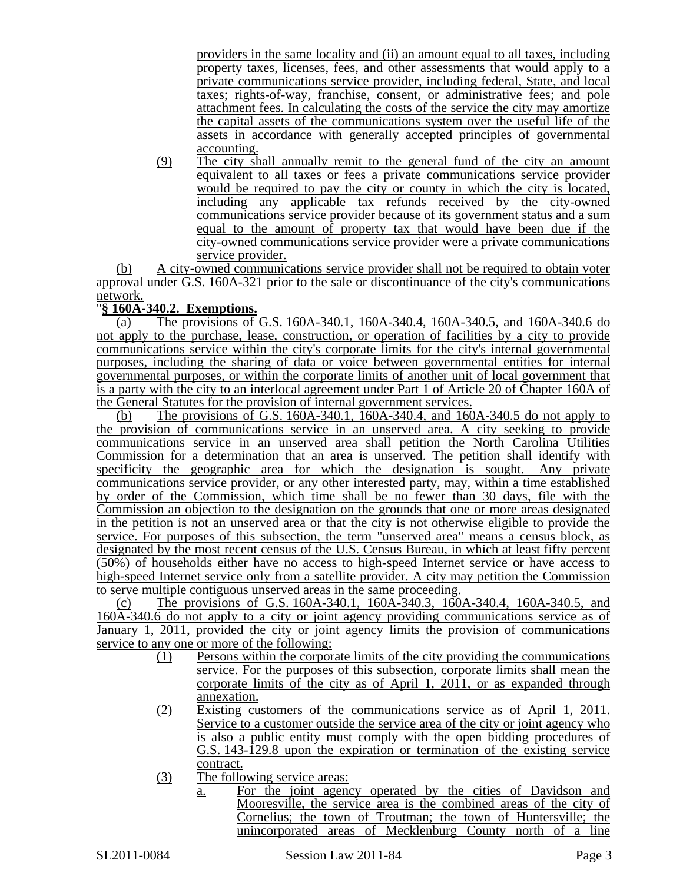providers in the same locality and (ii) an amount equal to all taxes, including property taxes, licenses, fees, and other assessments that would apply to a private communications service provider, including federal, State, and local taxes; rights-of-way, franchise, consent, or administrative fees; and pole attachment fees. In calculating the costs of the service the city may amortize the capital assets of the communications system over the useful life of the assets in accordance with generally accepted principles of governmental accounting.

(9) The city shall annually remit to the general fund of the city an amount equivalent to all taxes or fees a private communications service provider would be required to pay the city or county in which the city is located, including any applicable tax refunds received by the city-owned communications service provider because of its government status and a sum equal to the amount of property tax that would have been due if the city-owned communications service provider were a private communications service provider.

(b) A city-owned communications service provider shall not be required to obtain voter approval under G.S. 160A-321 prior to the sale or discontinuance of the city's communications network.

"**§ 160A-340.2. Exemptions.**

(a) The provisions of G.S. 160A-340.1, 160A-340.4, 160A-340.5, and 160A-340.6 do not apply to the purchase, lease, construction, or operation of facilities by a city to provide communications service within the city's corporate limits for the city's internal governmental purposes, including the sharing of data or voice between governmental entities for internal governmental purposes, or within the corporate limits of another unit of local government that is a party with the city to an interlocal agreement under Part 1 of Article 20 of Chapter 160A of the General Statutes for the provision of internal government services.

(b) The provisions of G.S. 160A-340.1, 160A-340.4, and 160A-340.5 do not apply to the provision of communications service in an unserved area. A city seeking to provide communications service in an unserved area shall petition the North Carolina Utilities Commission for a determination that an area is unserved. The petition shall identify with specificity the geographic area for which the designation is sought. Any private communications service provider, or any other interested party, may, within a time established by order of the Commission, which time shall be no fewer than 30 days, file with the Commission an objection to the designation on the grounds that one or more areas designated in the petition is not an unserved area or that the city is not otherwise eligible to provide the service. For purposes of this subsection, the term "unserved area" means a census block, as designated by the most recent census of the U.S. Census Bureau, in which at least fifty percent (50%) of households either have no access to high-speed Internet service or have access to high-speed Internet service only from a satellite provider. A city may petition the Commission to serve multiple contiguous unserved areas in the same proceeding.

(c) The provisions of G.S. 160A-340.1, 160A-340.3, 160A-340.4, 160A-340.5, and 160A-340.6 do not apply to a city or joint agency providing communications service as of January 1, 2011, provided the city or joint agency limits the provision of communications service to any one or more of the following:

(1) Persons within the corporate limits of the city providing the communications service. For the purposes of this subsection, corporate limits shall mean the corporate limits of the city as of April 1, 2011, or as expanded through annexation.

(2) Existing customers of the communications service as of April 1, 2011. Service to a customer outside the service area of the city or joint agency who is also a public entity must comply with the open bidding procedures of G.S. 143-129.8 upon the expiration or termination of the existing service contract.

(3) The following service areas:

a. For the joint agency operated by the cities of Davidson and Mooresville, the service area is the combined areas of the city of Cornelius; the town of Troutman; the town of Huntersville; the unincorporated areas of Mecklenburg County north of a line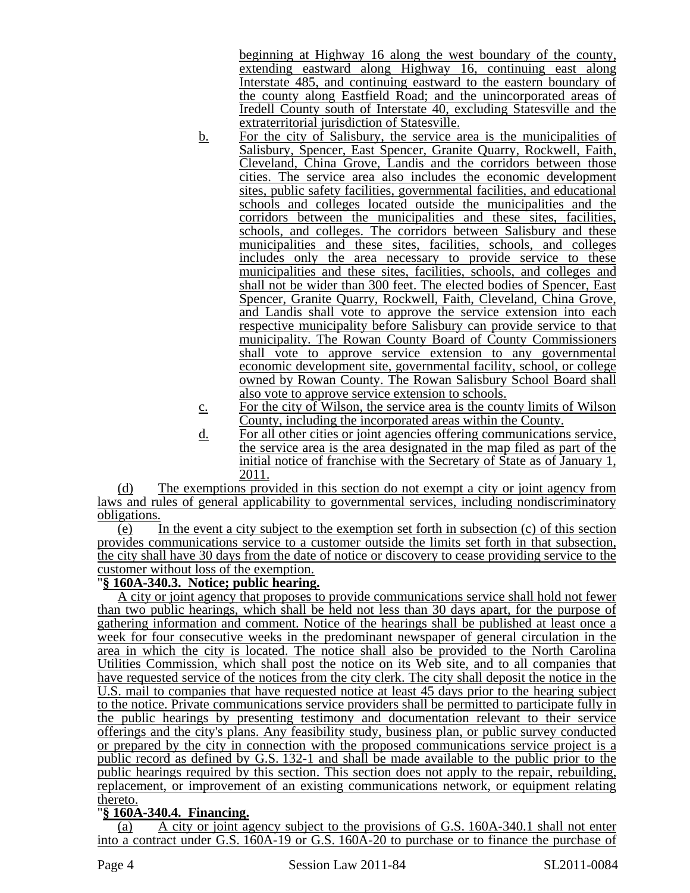beginning at Highway 16 along the west boundary of the county, extending eastward along Highway 16, continuing east along Interstate 485, and continuing eastward to the eastern boundary of the county along Eastfield Road; and the unincorporated areas of Iredell County south of Interstate 40, excluding Statesville and the extraterritorial jurisdiction of Statesville.

b. For the city of Salisbury, the service area is the municipalities of Salisbury, Spencer, East Spencer, Granite Quarry, Rockwell, Faith, Cleveland, China Grove, Landis and the corridors between those cities. The service area also includes the economic development sites, public safety facilities, governmental facilities, and educational schools and colleges located outside the municipalities and the corridors between the municipalities and these sites, facilities, schools, and colleges. The corridors between Salisbury and these municipalities and these sites, facilities, schools, and colleges includes only the area necessary to provide service to these municipalities and these sites, facilities, schools, and colleges and shall not be wider than 300 feet. The elected bodies of Spencer, East Spencer, Granite Quarry, Rockwell, Faith, Cleveland, China Grove, and Landis shall vote to approve the service extension into each respective municipality before Salisbury can provide service to that municipality. The Rowan County Board of County Commissioners shall vote to approve service extension to any governmental economic development site, governmental facility, school, or college owned by Rowan County. The Rowan Salisbury School Board shall also vote to approve service extension to schools.

c. For the city of Wilson, the service area is the county limits of Wilson County, including the incorporated areas within the County.

d. For all other cities or joint agencies offering communications service, the service area is the area designated in the map filed as part of the initial notice of franchise with the Secretary of State as of January 1, 2011.

(d) The exemptions provided in this section do not exempt a city or joint agency from laws and rules of general applicability to governmental services, including nondiscriminatory obligations.

(e) In the event a city subject to the exemption set forth in subsection (c) of this section provides communications service to a customer outside the limits set forth in that subsection, the city shall have 30 days from the date of notice or discovery to cease providing service to the customer without loss of the exemption.

"**§ 160A-340.3. Notice; public hearing.**

A city or joint agency that proposes to provide communications service shall hold not fewer than two public hearings, which shall be held not less than 30 days apart, for the purpose of gathering information and comment. Notice of the hearings shall be published at least once a week for four consecutive weeks in the predominant newspaper of general circulation in the area in which the city is located. The notice shall also be provided to the North Carolina Utilities Commission, which shall post the notice on its Web site, and to all companies that have requested service of the notices from the city clerk. The city shall deposit the notice in the U.S. mail to companies that have requested notice at least 45 days prior to the hearing subject to the notice. Private communications service providers shall be permitted to participate fully in the public hearings by presenting testimony and documentation relevant to their service offerings and the city's plans. Any feasibility study, business plan, or public survey conducted or prepared by the city in connection with the proposed communications service project is a public record as defined by G.S. 132-1 and shall be made available to the public prior to the public hearings required by this section. This section does not apply to the repair, rebuilding, replacement, or improvement of an existing communications network, or equipment relating thereto.

"**§ 160A-340.4. Financing.**

(a) A city or joint agency subject to the provisions of G.S. 160A-340.1 shall not enter into a contract under G.S. 160A-19 or G.S. 160A-20 to purchase or to finance the purchase of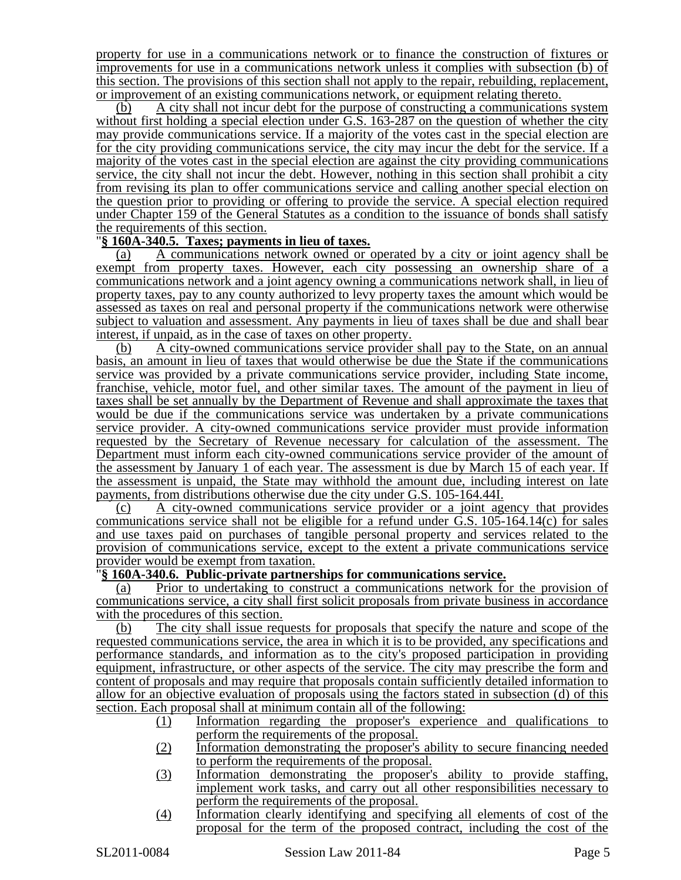property for use in a communications network or to finance the construction of fixtures or improvements for use in a communications network unless it complies with subsection (b) of this section. The provisions of this section shall not apply to the repair, rebuilding, replacement, or improvement of an existing communications network, or equipment relating thereto.

(b) A city shall not incur debt for the purpose of constructing a communications system without first holding a special election under G.S. 163-287 on the question of whether the city may provide communications service. If a majority of the votes cast in the special election are for the city providing communications service, the city may incur the debt for the service. If a majority of the votes cast in the special election are against the city providing communications service, the city shall not incur the debt. However, nothing in this section shall prohibit a city from revising its plan to offer communications service and calling another special election on the question prior to providing or offering to provide the service. A special election required under Chapter 159 of the General Statutes as a condition to the issuance of bonds shall satisfy the requirements of this section.

"**§ 160A-340.5. Taxes; payments in lieu of taxes.**

(a) A communications network owned or operated by a city or joint agency shall be exempt from property taxes. However, each city possessing an ownership share of a communications network and a joint agency owning a communications network shall, in lieu of property taxes, pay to any county authorized to levy property taxes the amount which would be assessed as taxes on real and personal property if the communications network were otherwise subject to valuation and assessment. Any payments in lieu of taxes shall be due and shall bear interest, if unpaid, as in the case of taxes on other property.

(b) A city-owned communications service provider shall pay to the State, on an annual basis, an amount in lieu of taxes that would otherwise be due the State if the communications service was provided by a private communications service provider, including State income, franchise, vehicle, motor fuel, and other similar taxes. The amount of the payment in lieu of taxes shall be set annually by the Department of Revenue and shall approximate the taxes that would be due if the communications service was undertaken by a private communications service provider. A city-owned communications service provider must provide information requested by the Secretary of Revenue necessary for calculation of the assessment. The Department must inform each city-owned communications service provider of the amount of the assessment by January 1 of each year. The assessment is due by March 15 of each year. If the assessment is unpaid, the State may withhold the amount due, including interest on late payments, from distributions otherwise due the city under G.S. 105-164.44I.

(c) A city-owned communications service provider or a joint agency that provides communications service shall not be eligible for a refund under G.S. 105-164.14(c) for sales and use taxes paid on purchases of tangible personal property and services related to the provision of communications service, except to the extent a private communications service provider would be exempt from taxation.

"**§ 160A-340.6. Public-private partnerships for communications service.**

(a) Prior to undertaking to construct a communications network for the provision of communications service, a city shall first solicit proposals from private business in accordance with the procedures of this section.

(b) The city shall issue requests for proposals that specify the nature and scope of the requested communications service, the area in which it is to be provided, any specifications and performance standards, and information as to the city's proposed participation in providing equipment, infrastructure, or other aspects of the service. The city may prescribe the form and content of proposals and may require that proposals contain sufficiently detailed information to allow for an objective evaluation of proposals using the factors stated in subsection (d) of this section. Each proposal shall at minimum contain all of the following:

(1) Information regarding the proposer's experience and qualifications to perform the requirements of the proposal.
(2) Information demonstrating the proposer's ability to secure financing needed to perform the requirements of the proposal.
(3) Information demonstrating the proposer's ability to provide staffing, implement work tasks, and carry out all other responsibilities necessary to perform the requirements of the proposal.
(4) Information clearly identifying and specifying all elements of cost of the proposal for the term of the proposed contract, including the cost of the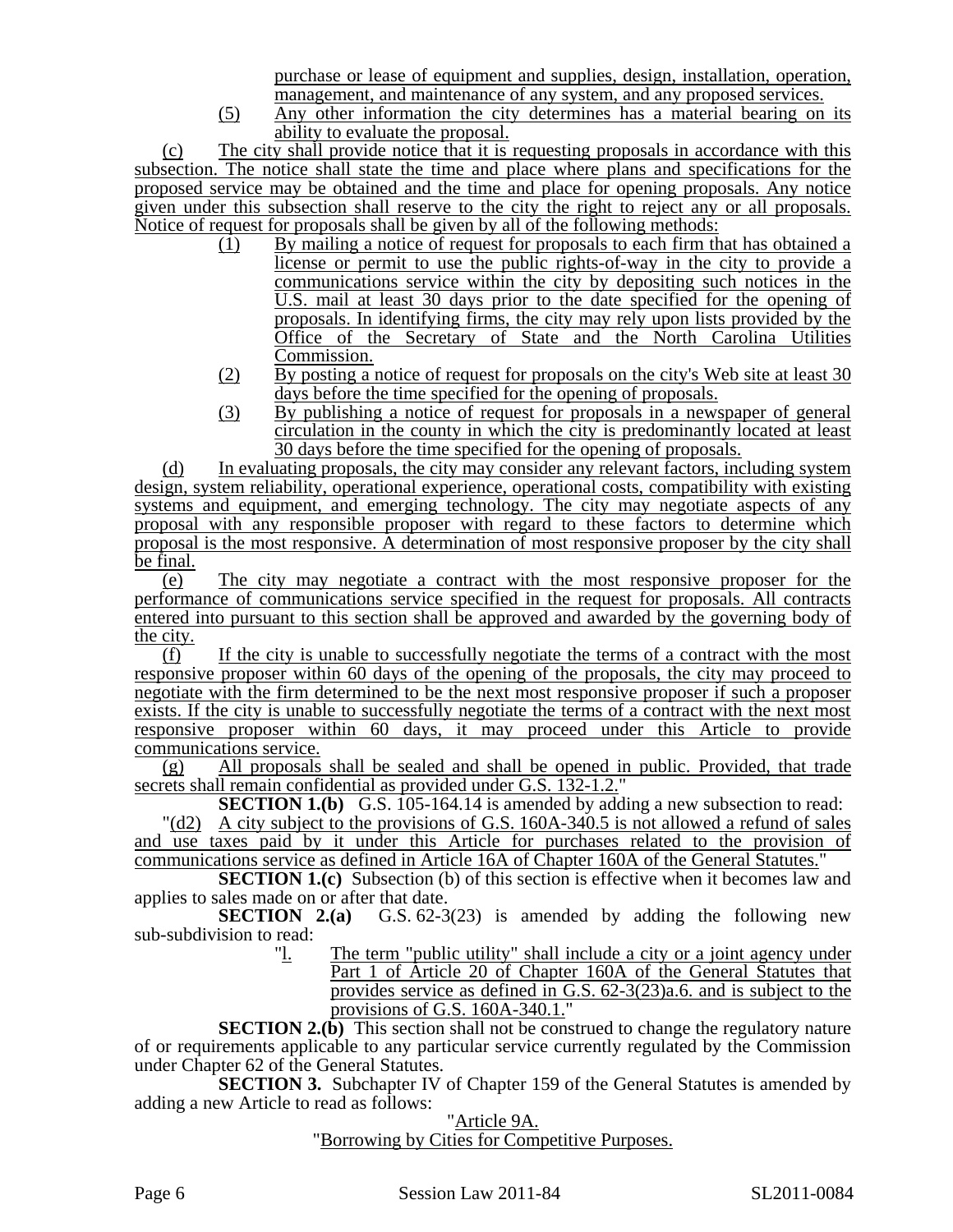purchase or lease of equipment and supplies, design, installation, operation, management, and maintenance of any system, and any proposed services.

(5) Any other information the city determines has a material bearing on its ability to evaluate the proposal.

(c) The city shall provide notice that it is requesting proposals in accordance with this subsection. The notice shall state the time and place where plans and specifications for the proposed service may be obtained and the time and place for opening proposals. Any notice given under this subsection shall reserve to the city the right to reject any or all proposals. Notice of request for proposals shall be given by all of the following methods:

(1) By mailing a notice of request for proposals to each firm that has obtained a license or permit to use the public rights-of-way in the city to provide a communications service within the city by depositing such notices in the U.S. mail at least 30 days prior to the date specified for the opening of proposals. In identifying firms, the city may rely upon lists provided by the Office of the Secretary of State and the North Carolina Utilities Commission.

(2) By posting a notice of request for proposals on the city's Web site at least 30 days before the time specified for the opening of proposals.

(3) By publishing a notice of request for proposals in a newspaper of general circulation in the county in which the city is predominantly located at least 30 days before the time specified for the opening of proposals.

(d) In evaluating proposals, the city may consider any relevant factors, including system design, system reliability, operational experience, operational costs, compatibility with existing systems and equipment, and emerging technology. The city may negotiate aspects of any proposal with any responsible proposer with regard to these factors to determine which proposal is the most responsive. A determination of most responsive proposer by the city shall be final.

(e) The city may negotiate a contract with the most responsive proposer for the performance of communications service specified in the request for proposals. All contracts entered into pursuant to this section shall be approved and awarded by the governing body of the city.

(f) If the city is unable to successfully negotiate the terms of a contract with the most responsive proposer within 60 days of the opening of the proposals, the city may proceed to negotiate with the firm determined to be the next most responsive proposer if such a proposer exists. If the city is unable to successfully negotiate the terms of a contract with the next most responsive proposer within 60 days, it may proceed under this Article to provide communications service.

(g) All proposals shall be sealed and shall be opened in public. Provided, that trade secrets shall remain confidential as provided under G.S. 132-1.2."

**SECTION 1.(b)** G.S. 105-164.14 is amended by adding a new subsection to read:

"(d2) A city subject to the provisions of G.S. 160A-340.5 is not allowed a refund of sales and use taxes paid by it under this Article for purchases related to the provision of communications service as defined in Article 16A of Chapter 160A of the General Statutes."

**SECTION 1.(c)** Subsection (b) of this section is effective when it becomes law and applies to sales made on or after that date.

**SECTION 2.(a)** G.S. 62-3(23) is amended by adding the following new sub-subdivision to read:

"l. The term "public utility" shall include a city or a joint agency under Part 1 of Article 20 of Chapter 160A of the General Statutes that provides service as defined in G.S. 62-3(23)a.6. and is subject to the provisions of G.S. 160A-340.1."

**SECTION 2.(b)** This section shall not be construed to change the regulatory nature of or requirements applicable to any particular service currently regulated by the Commission under Chapter 62 of the General Statutes.

**SECTION 3.** Subchapter IV of Chapter 159 of the General Statutes is amended by adding a new Article to read as follows:

"Article 9A.

"Borrowing by Cities for Competitive Purposes.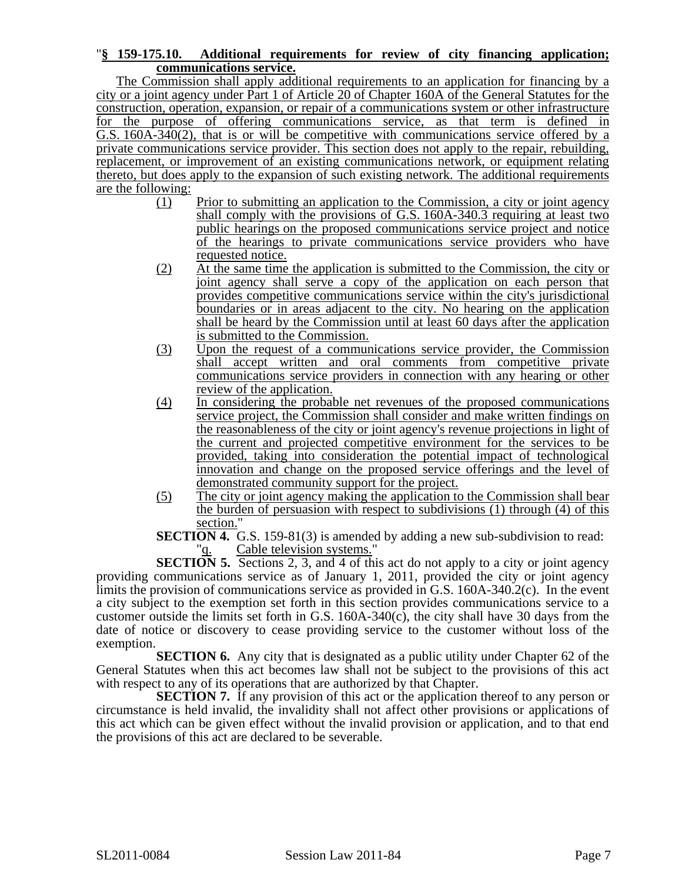"**§ 159-175.10. Additional requirements for review of city financing application; communications service.**

The Commission shall apply additional requirements to an application for financing by a city or a joint agency under Part 1 of Article 20 of Chapter 160A of the General Statutes for the construction, operation, expansion, or repair of a communications system or other infrastructure for the purpose of offering communications service, as that term is defined in G.S. 160A-340(2), that is or will be competitive with communications service offered by a private communications service provider. This section does not apply to the repair, rebuilding, replacement, or improvement of an existing communications network, or equipment relating thereto, but does apply to the expansion of such existing network. The additional requirements are the following:

(1) Prior to submitting an application to the Commission, a city or joint agency shall comply with the provisions of G.S. 160A-340.3 requiring at least two public hearings on the proposed communications service project and notice of the hearings to private communications service providers who have requested notice.

(2) At the same time the application is submitted to the Commission, the city or joint agency shall serve a copy of the application on each person that provides competitive communications service within the city's jurisdictional boundaries or in areas adjacent to the city. No hearing on the application shall be heard by the Commission until at least 60 days after the application is submitted to the Commission.

(3) Upon the request of a communications service provider, the Commission shall accept written and oral comments from competitive private communications service providers in connection with any hearing or other review of the application.

(4) In considering the probable net revenues of the proposed communications service project, the Commission shall consider and make written findings on the reasonableness of the city or joint agency's revenue projections in light of the current and projected competitive environment for the services to be provided, taking into consideration the potential impact of technological innovation and change on the proposed service offerings and the level of demonstrated community support for the project.

(5) The city or joint agency making the application to the Commission shall bear the burden of persuasion with respect to subdivisions (1) through (4) of this section."

**SECTION 4.** G.S. 159-81(3) is amended by adding a new sub-subdivision to read:

"q. Cable television systems."

**SECTION 5.** Sections 2, 3, and 4 of this act do not apply to a city or joint agency providing communications service as of January 1, 2011, provided the city or joint agency limits the provision of communications service as provided in G.S. 160A-340.2(c). In the event a city subject to the exemption set forth in this section provides communications service to a customer outside the limits set forth in G.S. 160A-340(c), the city shall have 30 days from the date of notice or discovery to cease providing service to the customer without loss of the exemption.

**SECTION 6.** Any city that is designated as a public utility under Chapter 62 of the General Statutes when this act becomes law shall not be subject to the provisions of this act with respect to any of its operations that are authorized by that Chapter.

**SECTION 7.** If any provision of this act or the application thereof to any person or circumstance is held invalid, the invalidity shall not affect other provisions or applications of this act which can be given effect without the invalid provision or application, and to that end the provisions of this act are declared to be severable.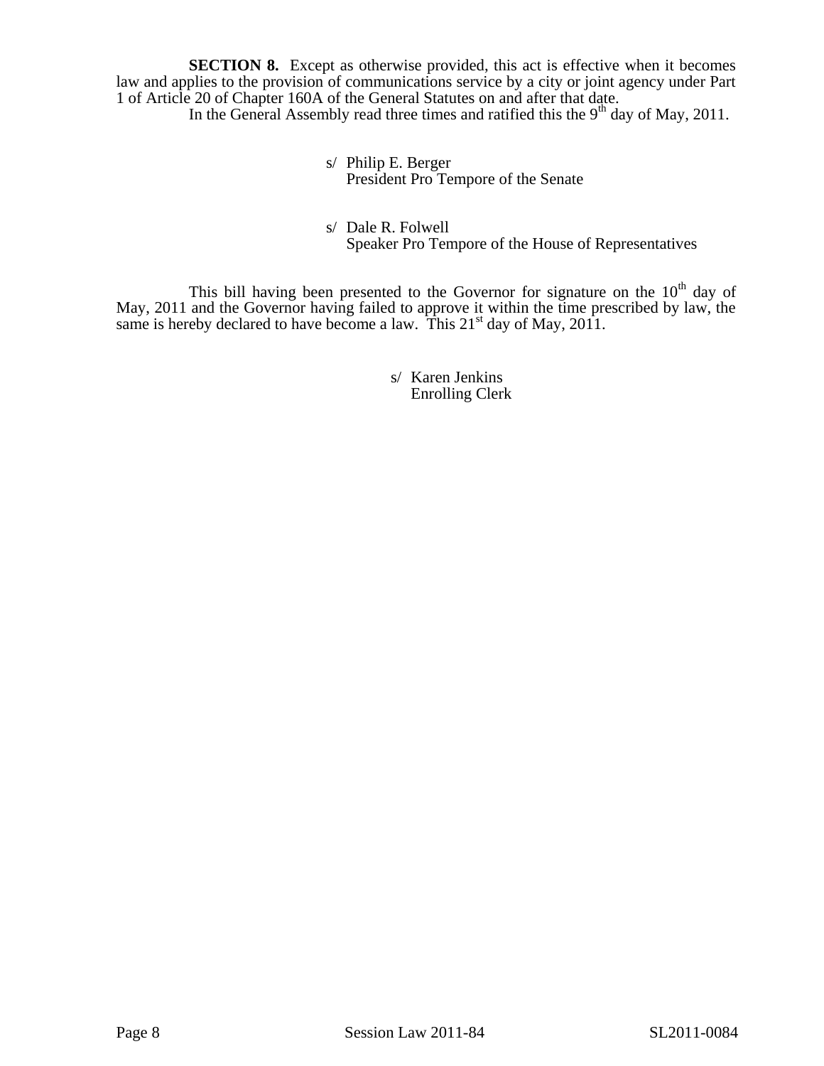**SECTION 8.** Except as otherwise provided, this act is effective when it becomes law and applies to the provision of communications service by a city or joint agency under Part 1 of Article 20 of Chapter 160A of the General Statutes on and after that date.

In the General Assembly read three times and ratified this the 9th day of May, 2011.

s/ Philip E. Berger
President Pro Tempore of the Senate

s/ Dale R. Folwell
Speaker Pro Tempore of the House of Representatives

This bill having been presented to the Governor for signature on the 10th day of May, 2011 and the Governor having failed to approve it within the time prescribed by law, the same is hereby declared to have become a law. This 21st day of May, 2011.

s/ Karen Jenkins
Enrolling Clerk